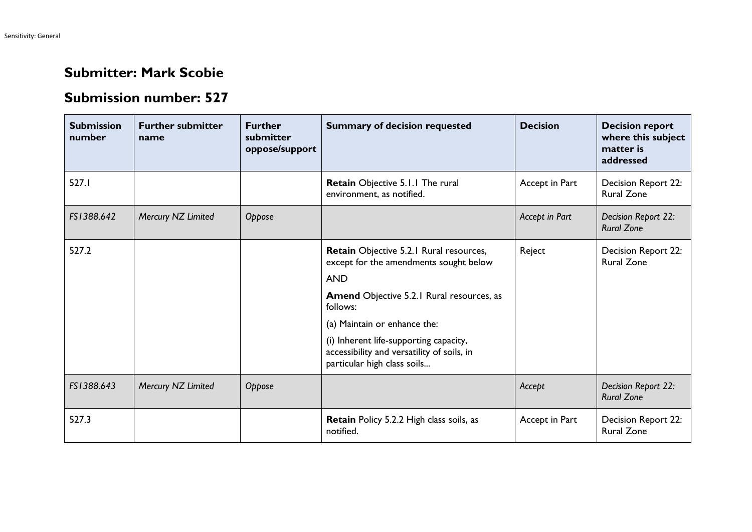## Submitter: Mark Scobie

## Submission number: 527

| Submission number | Further submitter name | Further submitter oppose/support | Summary of decision requested | Decision | Decision report where this subject matter is addressed |
|---|---|---|---|---|---|
| 527.1 | | | **Retain** Objective 5.1.1 The rural environment, as notified. | Accept in Part | Decision Report 22: Rural Zone |
| *FS1388.642* | *Mercury NZ Limited* | *Oppose* | | *Accept in Part* | *Decision Report 22: Rural Zone* |
| 527.2 | | | **Retain** Objective 5.2.1 Rural resources, except for the amendments sought below<br><br>AND<br><br>**Amend** Objective 5.2.1 Rural resources, as follows:<br><br>(a) Maintain or enhance the:<br><br>(i) Inherent life-supporting capacity, accessibility and versatility of soils, in particular high class soils... | Reject | Decision Report 22: Rural Zone |
| *FS1388.643* | *Mercury NZ Limited* | *Oppose* | | *Accept* | *Decision Report 22: Rural Zone* |
| 527.3 | | | **Retain** Policy 5.2.2 High class soils, as notified. | Accept in Part | Decision Report 22: Rural Zone |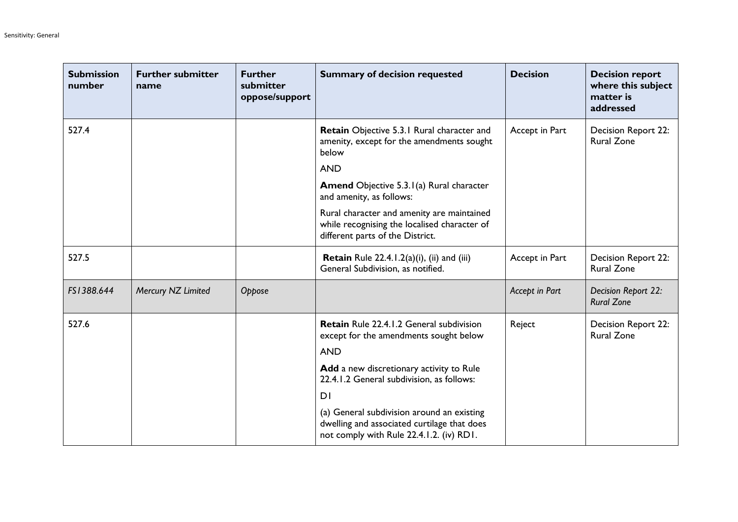| Submission number | Further submitter name | Further submitter oppose/support | Summary of decision requested | Decision | Decision report where this subject matter is addressed |
|---|---|---|---|---|---|
| 527.4 | | | **Retain** Objective 5.3.1 Rural character and amenity, except for the amendments sought below<br><br>AND<br><br>**Amend** Objective 5.3.1(a) Rural character and amenity, as follows:<br><br>Rural character and amenity are maintained while recognising the localised character of different parts of the District. | Accept in Part | Decision Report 22: Rural Zone |
| 527.5 | | | **Retain** Rule 22.4.1.2(a)(i), (ii) and (iii) General Subdivision, as notified. | Accept in Part | Decision Report 22: Rural Zone |
| *FS1388.644* | *Mercury NZ Limited* | *Oppose* | | *Accept in Part* | *Decision Report 22: Rural Zone* |
| 527.6 | | | **Retain** Rule 22.4.1.2 General subdivision except for the amendments sought below<br><br>AND<br><br>**Add** a new discretionary activity to Rule 22.4.1.2 General subdivision, as follows:<br><br>D1<br><br>(a) General subdivision around an existing dwelling and associated curtilage that does not comply with Rule 22.4.1.2. (iv) RD1. | Reject | Decision Report 22: Rural Zone |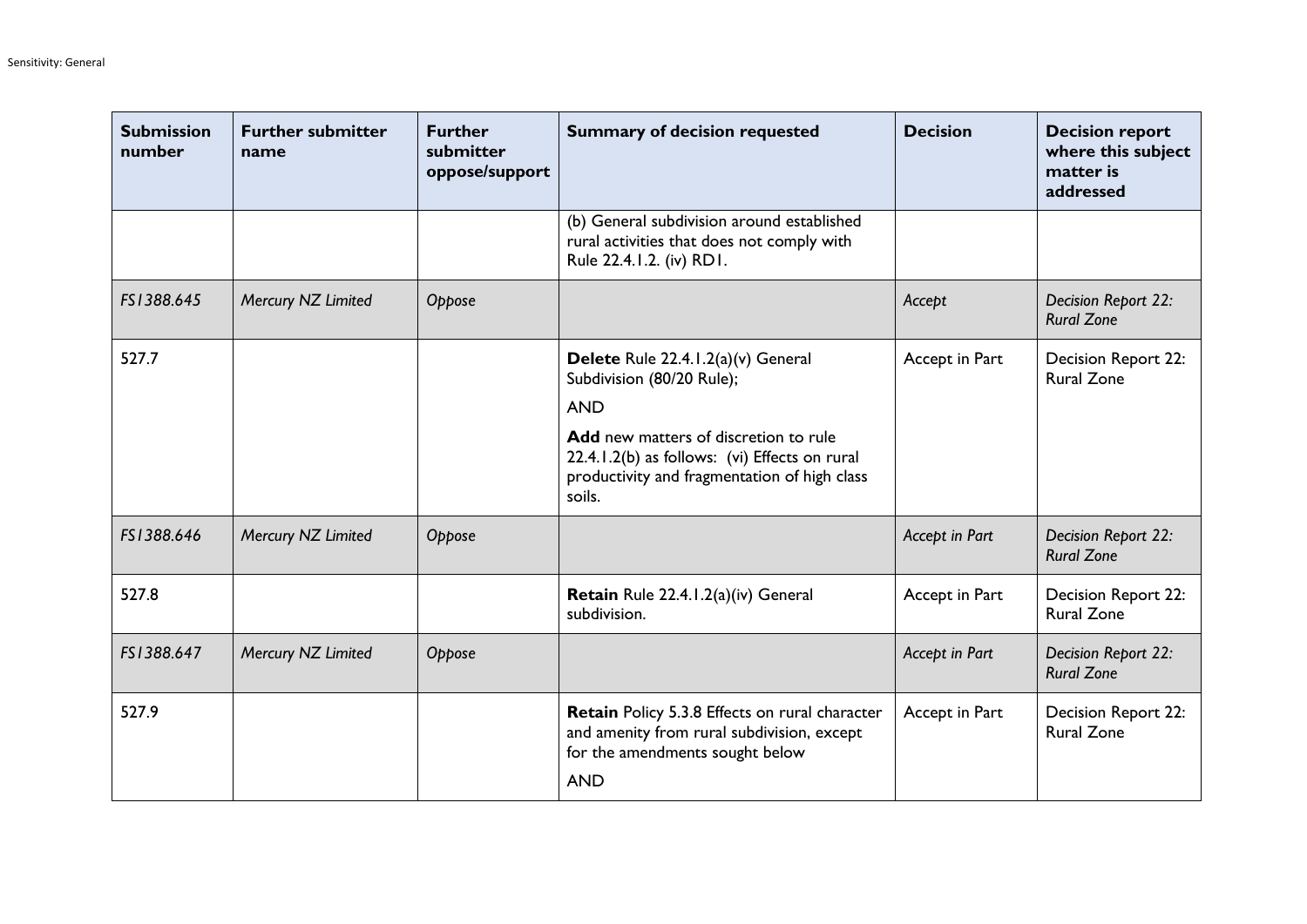| Submission number | Further submitter name | Further submitter oppose/support | Summary of decision requested | Decision | Decision report where this subject matter is addressed |
|---|---|---|---|---|---|
| | | | (b) General subdivision around established rural activities that does not comply with Rule 22.4.1.2. (iv) RD1. | | |
| *FS1388.645* | *Mercury NZ Limited* | *Oppose* | | *Accept* | *Decision Report 22: Rural Zone* |
| 527.7 | | | **Delete** Rule 22.4.1.2(a)(v) General Subdivision (80/20 Rule);<br><br>AND<br><br>**Add** new matters of discretion to rule 22.4.1.2(b) as follows: (vi) Effects on rural productivity and fragmentation of high class soils. | Accept in Part | Decision Report 22: Rural Zone |
| *FS1388.646* | *Mercury NZ Limited* | *Oppose* | | *Accept in Part* | *Decision Report 22: Rural Zone* |
| 527.8 | | | **Retain** Rule 22.4.1.2(a)(iv) General subdivision. | Accept in Part | Decision Report 22: Rural Zone |
| *FS1388.647* | *Mercury NZ Limited* | *Oppose* | | *Accept in Part* | *Decision Report 22: Rural Zone* |
| 527.9 | | | **Retain** Policy 5.3.8 Effects on rural character and amenity from rural subdivision, except for the amendments sought below<br><br>AND | Accept in Part | Decision Report 22: Rural Zone |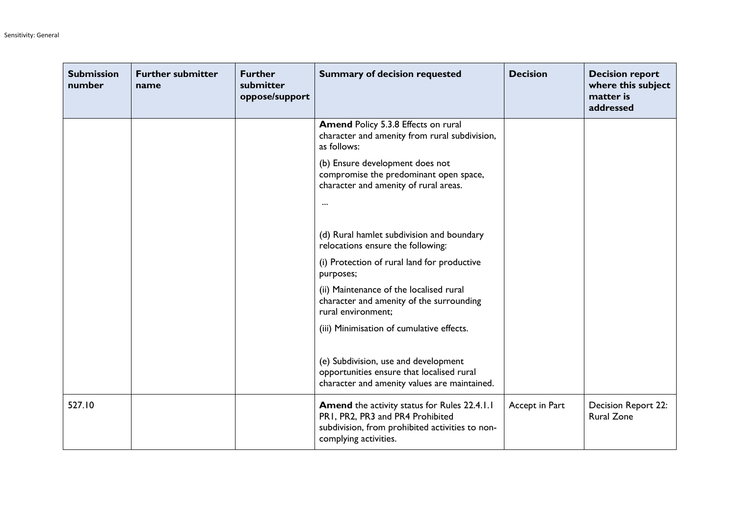| Submission number | Further submitter name | Further submitter oppose/support | Summary of decision requested | Decision | Decision report where this subject matter is addressed |
|---|---|---|---|---|---|
| | | | **Amend** Policy 5.3.8 Effects on rural character and amenity from rural subdivision, as follows:<br><br>(b) Ensure development does not compromise the predominant open space, character and amenity of rural areas.<br><br>...<br><br>(d) Rural hamlet subdivision and boundary relocations ensure the following:<br><br>(i) Protection of rural land for productive purposes;<br><br>(ii) Maintenance of the localised rural character and amenity of the surrounding rural environment;<br><br>(iii) Minimisation of cumulative effects.<br><br>(e) Subdivision, use and development opportunities ensure that localised rural character and amenity values are maintained. | | |
| 527.10 | | | **Amend** the activity status for Rules 22.4.1.1 PR1, PR2, PR3 and PR4 Prohibited subdivision, from prohibited activities to non-complying activities. | Accept in Part | Decision Report 22: Rural Zone |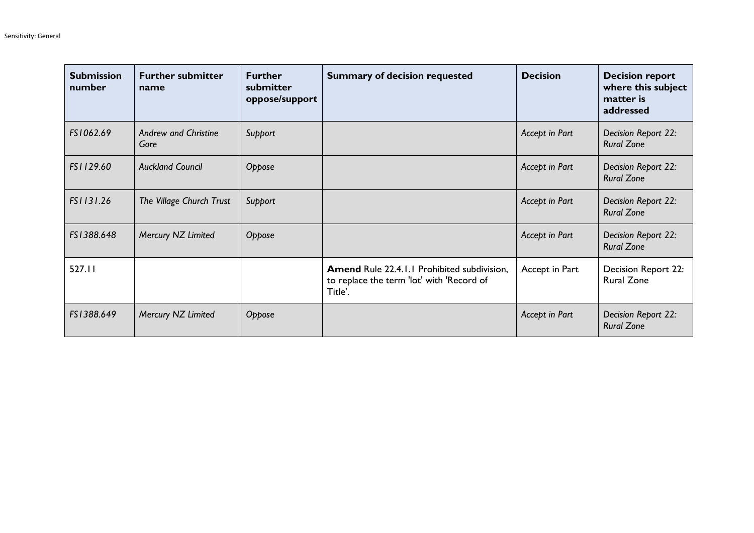| Submission number | Further submitter name | Further submitter oppose/support | Summary of decision requested | Decision | Decision report where this subject matter is addressed |
|---|---|---|---|---|---|
| *FS1062.69* | *Andrew and Christine Gore* | *Support* | | *Accept in Part* | *Decision Report 22: Rural Zone* |
| *FS1129.60* | *Auckland Council* | *Oppose* | | *Accept in Part* | *Decision Report 22: Rural Zone* |
| *FS1131.26* | *The Village Church Trust* | *Support* | | *Accept in Part* | *Decision Report 22: Rural Zone* |
| *FS1388.648* | *Mercury NZ Limited* | *Oppose* | | *Accept in Part* | *Decision Report 22: Rural Zone* |
| 527.11 | | | **Amend** Rule 22.4.1.1 Prohibited subdivision, to replace the term 'lot' with 'Record of Title'. | Accept in Part | Decision Report 22: Rural Zone |
| *FS1388.649* | *Mercury NZ Limited* | *Oppose* | | *Accept in Part* | *Decision Report 22: Rural Zone* |